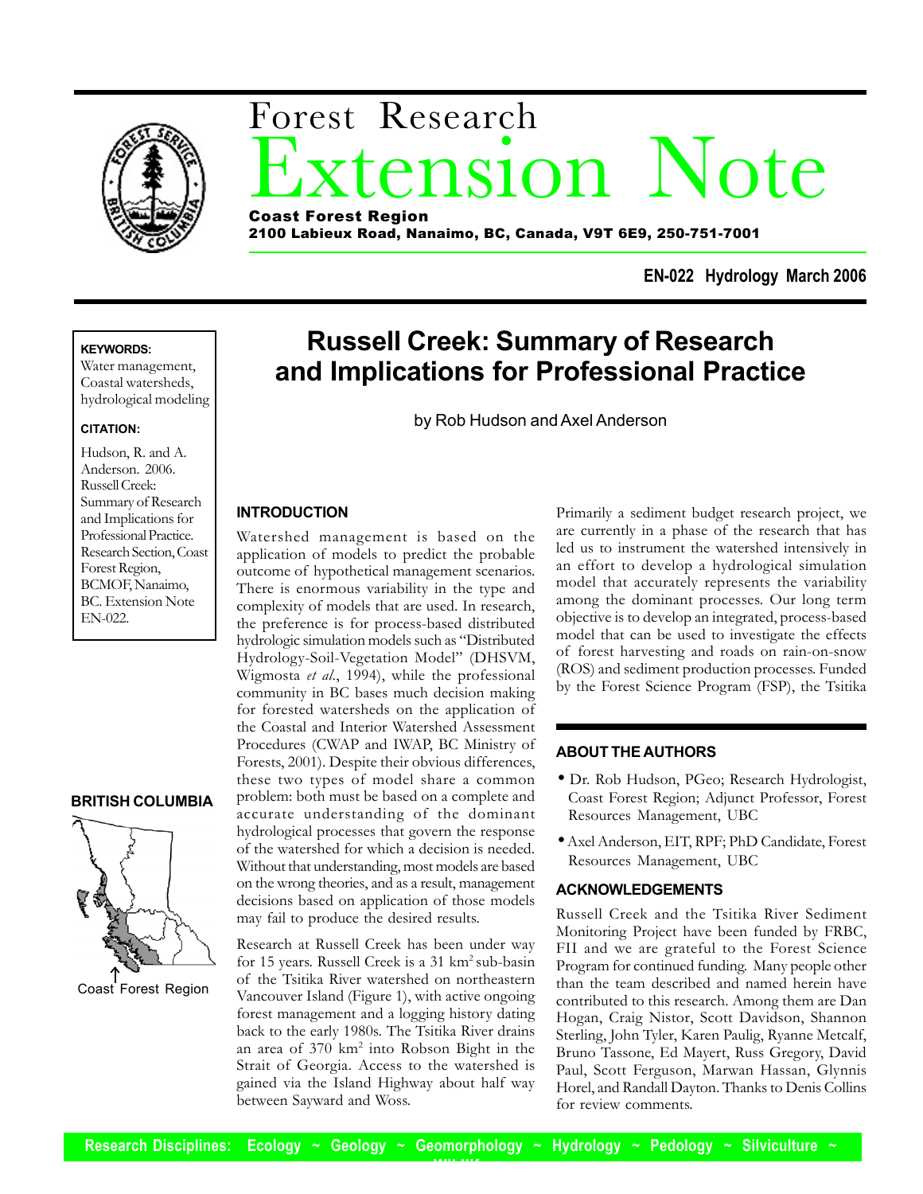# Forest Research Extension Note

**Coast Forest Region**
**2100 Labieux Road, Nanaimo, BC, Canada, V9T 6E9, 250-751-7001**

**EN-022 Hydrology March 2006**

## Russell Creek: Summary of Research and Implications for Professional Practice

by Rob Hudson and Axel Anderson

**KEYWORDS:**
Water management, Coastal watersheds, hydrological modeling

**CITATION:**
Hudson, R. and A. Anderson. 2006. Russell Creek: Summary of Research and Implications for Professional Practice. Research Section, Coast Forest Region, BCMOF, Nanaimo, BC. Extension Note EN-022.

**BRITISH COLUMBIA**

Coast Forest Region

### INTRODUCTION

Watershed management is based on the application of models to predict the probable outcome of hypothetical management scenarios. There is enormous variability in the type and complexity of models that are used. In research, the preference is for process-based distributed hydrologic simulation models such as "Distributed Hydrology-Soil-Vegetation Model" (DHSVM, Wigmosta *et al.*, 1994), while the professional community in BC bases much decision making for forested watersheds on the application of the Coastal and Interior Watershed Assessment Procedures (CWAP and IWAP, BC Ministry of Forests, 2001). Despite their obvious differences, these two types of model share a common problem: both must be based on a complete and accurate understanding of the dominant hydrological processes that govern the response of the watershed for which a decision is needed. Without that understanding, most models are based on the wrong theories, and as a result, management decisions based on application of those models may fail to produce the desired results.

Research at Russell Creek has been under way for 15 years. Russell Creek is a 31 km$^2$ sub-basin of the Tsitika River watershed on northeastern Vancouver Island (Figure 1), with active ongoing forest management and a logging history dating back to the early 1980s. The Tsitika River drains an area of 370 km$^2$ into Robson Bight in the Strait of Georgia. Access to the watershed is gained via the Island Highway about half way between Sayward and Woss.

Primarily a sediment budget research project, we are currently in a phase of the research that has led us to instrument the watershed intensively in an effort to develop a hydrological simulation model that accurately represents the variability among the dominant processes. Our long term objective is to develop an integrated, process-based model that can be used to investigate the effects of forest harvesting and roads on rain-on-snow (ROS) and sediment production processes. Funded by the Forest Science Program (FSP), the Tsitika

### ABOUT THE AUTHORS

- Dr. Rob Hudson, PGeo; Research Hydrologist, Coast Forest Region; Adjunct Professor, Forest Resources Management, UBC
- Axel Anderson, EIT, RPF; PhD Candidate, Forest Resources Management, UBC

### ACKNOWLEDGEMENTS

Russell Creek and the Tsitika River Sediment Monitoring Project have been funded by FRBC, FII and we are grateful to the Forest Science Program for continued funding. Many people other than the team described and named herein have contributed to this research. Among them are Dan Hogan, Craig Nistor, Scott Davidson, Shannon Sterling, John Tyler, Karen Paulig, Ryanne Metcalf, Bruno Tassone, Ed Mayert, Russ Gregory, David Paul, Scott Ferguson, Marwan Hassan, Glynnis Horel, and Randall Dayton. Thanks to Denis Collins for review comments.

**Research Disciplines: Ecology ~ Geology ~ Geomorphology ~ Hydrology ~ Pedology ~ Silviculture ~**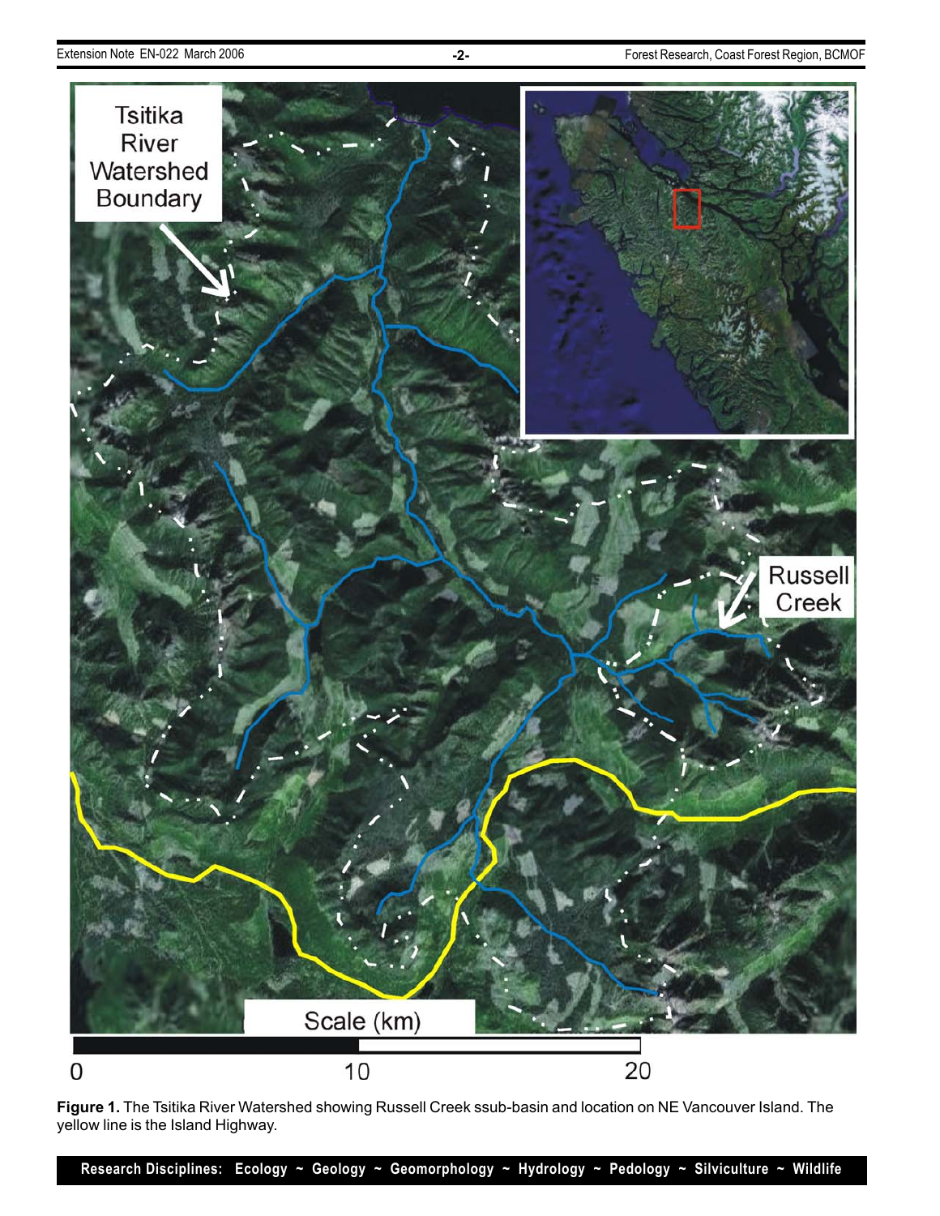**Figure 1.** The Tsitika River Watershed showing Russell Creek ssub-basin and location on NE Vancouver Island. The yellow line is the Island Highway.

**Research Disciplines: Ecology ~ Geology ~ Geomorphology ~ Hydrology ~ Pedology ~ Silviculture ~ Wildlife**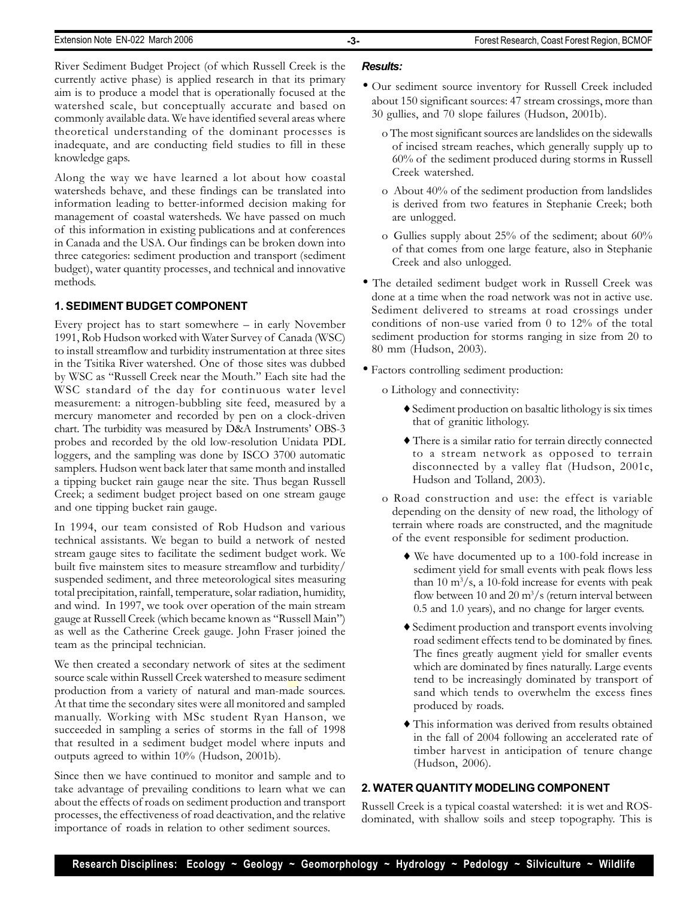River Sediment Budget Project (of which Russell Creek is the currently active phase) is applied research in that its primary aim is to produce a model that is operationally focused at the watershed scale, but conceptually accurate and based on commonly available data. We have identified several areas where theoretical understanding of the dominant processes is inadequate, and are conducting field studies to fill in these knowledge gaps.

Along the way we have learned a lot about how coastal watersheds behave, and these findings can be translated into information leading to better-informed decision making for management of coastal watersheds. We have passed on much of this information in existing publications and at conferences in Canada and the USA. Our findings can be broken down into three categories: sediment production and transport (sediment budget), water quantity processes, and technical and innovative methods.

## 1. SEDIMENT BUDGET COMPONENT

Every project has to start somewhere – in early November 1991, Rob Hudson worked with Water Survey of Canada (WSC) to install streamflow and turbidity instrumentation at three sites in the Tsitika River watershed. One of those sites was dubbed by WSC as "Russell Creek near the Mouth." Each site had the WSC standard of the day for continuous water level measurement: a nitrogen-bubbling site feed, measured by a mercury manometer and recorded by pen on a clock-driven chart. The turbidity was measured by D&A Instruments' OBS-3 probes and recorded by the old low-resolution Unidata PDL loggers, and the sampling was done by ISCO 3700 automatic samplers. Hudson went back later that same month and installed a tipping bucket rain gauge near the site. Thus began Russell Creek; a sediment budget project based on one stream gauge and one tipping bucket rain gauge.

In 1994, our team consisted of Rob Hudson and various technical assistants. We began to build a network of nested stream gauge sites to facilitate the sediment budget work. We built five mainstem sites to measure streamflow and turbidity/suspended sediment, and three meteorological sites measuring total precipitation, rainfall, temperature, solar radiation, humidity, and wind. In 1997, we took over operation of the main stream gauge at Russell Creek (which became known as "Russell Main") as well as the Catherine Creek gauge. John Fraser joined the team as the principal technician.

We then created a secondary network of sites at the sediment source scale within Russell Creek watershed to measure sediment production from a variety of natural and man-made sources. At that time the secondary sites were all monitored and sampled manually. Working with MSc student Ryan Hanson, we succeeded in sampling a series of storms in the fall of 1998 that resulted in a sediment budget model where inputs and outputs agreed to within 10% (Hudson, 2001b).

Since then we have continued to monitor and sample and to take advantage of prevailing conditions to learn what we can about the effects of roads on sediment production and transport processes, the effectiveness of road deactivation, and the relative importance of roads in relation to other sediment sources.

### *Results:*

- Our sediment source inventory for Russell Creek included about 150 significant sources: 47 stream crossings, more than 30 gullies, and 70 slope failures (Hudson, 2001b).
  - The most significant sources are landslides on the sidewalls of incised stream reaches, which generally supply up to 60% of the sediment produced during storms in Russell Creek watershed.
  - About 40% of the sediment production from landslides is derived from two features in Stephanie Creek; both are unlogged.
  - Gullies supply about 25% of the sediment; about 60% of that comes from one large feature, also in Stephanie Creek and also unlogged.
- The detailed sediment budget work in Russell Creek was done at a time when the road network was not in active use. Sediment delivered to streams at road crossings under conditions of non-use varied from 0 to 12% of the total sediment production for storms ranging in size from 20 to 80 mm (Hudson, 2003).
- Factors controlling sediment production:
  - Lithology and connectivity:
    - Sediment production on basaltic lithology is six times that of granitic lithology.
    - There is a similar ratio for terrain directly connected to a stream network as opposed to terrain disconnected by a valley flat (Hudson, 2001c, Hudson and Tolland, 2003).
  - Road construction and use: the effect is variable depending on the density of new road, the lithology of terrain where roads are constructed, and the magnitude of the event responsible for sediment production.
    - We have documented up to a 100-fold increase in sediment yield for small events with peak flows less than 10 $m^3/s$, a 10-fold increase for events with peak flow between 10 and 20 $m^3/s$ (return interval between 0.5 and 1.0 years), and no change for larger events.
    - Sediment production and transport events involving road sediment effects tend to be dominated by fines. The fines greatly augment yield for smaller events which are dominated by fines naturally. Large events tend to be increasingly dominated by transport of sand which tends to overwhelm the excess fines produced by roads.
    - This information was derived from results obtained in the fall of 2004 following an accelerated rate of timber harvest in anticipation of tenure change (Hudson, 2006).

## 2. WATER QUANTITY MODELING COMPONENT

Russell Creek is a typical coastal watershed: it is wet and ROS-dominated, with shallow soils and steep topography. This is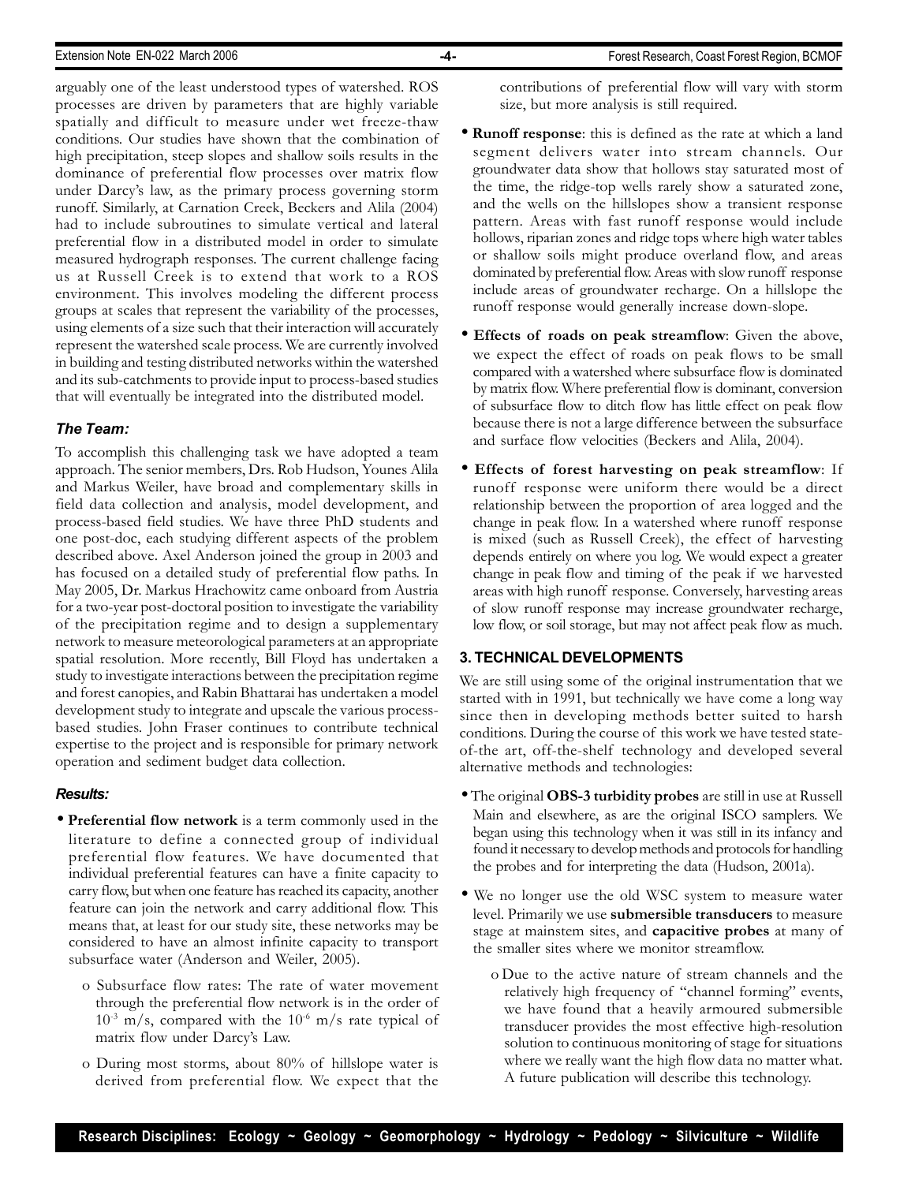arguably one of the least understood types of watershed. ROS processes are driven by parameters that are highly variable spatially and difficult to measure under wet freeze-thaw conditions. Our studies have shown that the combination of high precipitation, steep slopes and shallow soils results in the dominance of preferential flow processes over matrix flow under Darcy's law, as the primary process governing storm runoff. Similarly, at Carnation Creek, Beckers and Alila (2004) had to include subroutines to simulate vertical and lateral preferential flow in a distributed model in order to simulate measured hydrograph responses. The current challenge facing us at Russell Creek is to extend that work to a ROS environment. This involves modeling the different process groups at scales that represent the variability of the processes, using elements of a size such that their interaction will accurately represent the watershed scale process. We are currently involved in building and testing distributed networks within the watershed and its sub-catchments to provide input to process-based studies that will eventually be integrated into the distributed model.

### *The Team:*

To accomplish this challenging task we have adopted a team approach. The senior members, Drs. Rob Hudson, Younes Alila and Markus Weiler, have broad and complementary skills in field data collection and analysis, model development, and process-based field studies. We have three PhD students and one post-doc, each studying different aspects of the problem described above. Axel Anderson joined the group in 2003 and has focused on a detailed study of preferential flow paths. In May 2005, Dr. Markus Hrachowitz came onboard from Austria for a two-year post-doctoral position to investigate the variability of the precipitation regime and to design a supplementary network to measure meteorological parameters at an appropriate spatial resolution. More recently, Bill Floyd has undertaken a study to investigate interactions between the precipitation regime and forest canopies, and Rabin Bhattarai has undertaken a model development study to integrate and upscale the various process-based studies. John Fraser continues to contribute technical expertise to the project and is responsible for primary network operation and sediment budget data collection.

### *Results:*

- **Preferential flow network** is a term commonly used in the literature to define a connected group of individual preferential flow features. We have documented that individual preferential features can have a finite capacity to carry flow, but when one feature has reached its capacity, another feature can join the network and carry additional flow. This means that, at least for our study site, these networks may be considered to have an almost infinite capacity to transport subsurface water (Anderson and Weiler, 2005).
    - o Subsurface flow rates: The rate of water movement through the preferential flow network is in the order of $10^{-3}$ m/s, compared with the $10^{-6}$ m/s rate typical of matrix flow under Darcy's Law.
    - o During most storms, about 80% of hillslope water is derived from preferential flow. We expect that the contributions of preferential flow will vary with storm size, but more analysis is still required.
- **Runoff response**: this is defined as the rate at which a land segment delivers water into stream channels. Our groundwater data show that hollows stay saturated most of the time, the ridge-top wells rarely show a saturated zone, and the wells on the hillslopes show a transient response pattern. Areas with fast runoff response would include hollows, riparian zones and ridge tops where high water tables or shallow soils might produce overland flow, and areas dominated by preferential flow. Areas with slow runoff response include areas of groundwater recharge. On a hillslope the runoff response would generally increase down-slope.
- **Effects of roads on peak streamflow**: Given the above, we expect the effect of roads on peak flows to be small compared with a watershed where subsurface flow is dominated by matrix flow. Where preferential flow is dominant, conversion of subsurface flow to ditch flow has little effect on peak flow because there is not a large difference between the subsurface and surface flow velocities (Beckers and Alila, 2004).
- **Effects of forest harvesting on peak streamflow**: If runoff response were uniform there would be a direct relationship between the proportion of area logged and the change in peak flow. In a watershed where runoff response is mixed (such as Russell Creek), the effect of harvesting depends entirely on where you log. We would expect a greater change in peak flow and timing of the peak if we harvested areas with high runoff response. Conversely, harvesting areas of slow runoff response may increase groundwater recharge, low flow, or soil storage, but may not affect peak flow as much.

## 3. TECHNICAL DEVELOPMENTS

We are still using some of the original instrumentation that we started with in 1991, but technically we have come a long way since then in developing methods better suited to harsh conditions. During the course of this work we have tested state-of-the art, off-the-shelf technology and developed several alternative methods and technologies:

- The original **OBS-3 turbidity probes** are still in use at Russell Main and elsewhere, as are the original ISCO samplers. We began using this technology when it was still in its infancy and found it necessary to develop methods and protocols for handling the probes and for interpreting the data (Hudson, 2001a).
- We no longer use the old WSC system to measure water level. Primarily we use **submersible transducers** to measure stage at mainstem sites, and **capacitive probes** at many of the smaller sites where we monitor streamflow.
    - o Due to the active nature of stream channels and the relatively high frequency of "channel forming" events, we have found that a heavily armoured submersible transducer provides the most effective high-resolution solution to continuous monitoring of stage for situations where we really want the high flow data no matter what. A future publication will describe this technology.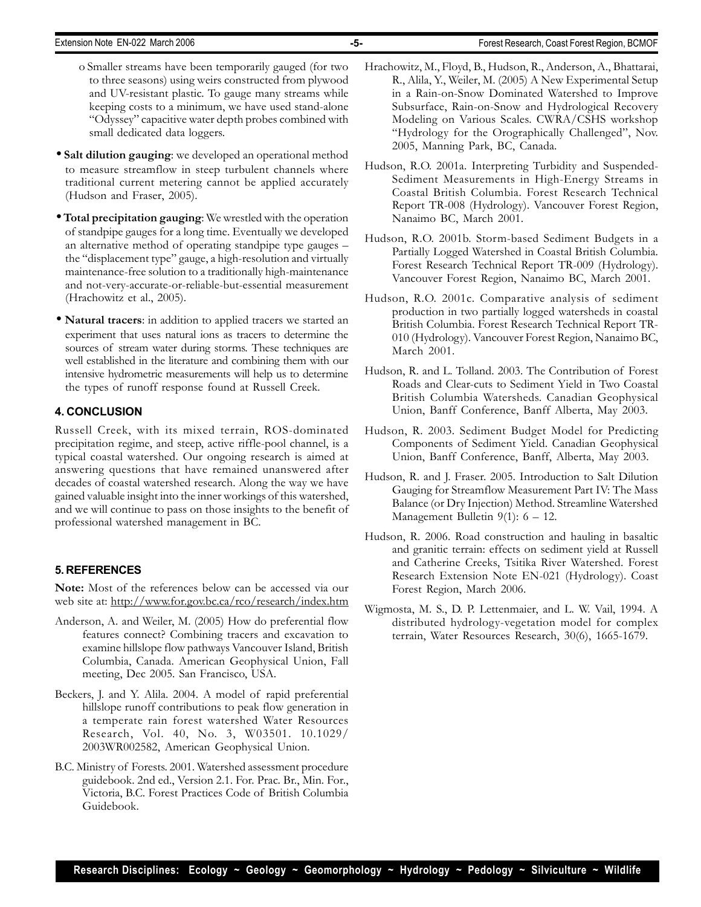- o Smaller streams have been temporarily gauged (for two to three seasons) using weirs constructed from plywood and UV-resistant plastic. To gauge many streams while keeping costs to a minimum, we have used stand-alone "Odyssey" capacitive water depth probes combined with small dedicated data loggers.

- **Salt dilution gauging**: we developed an operational method to measure streamflow in steep turbulent channels where traditional current metering cannot be applied accurately (Hudson and Fraser, 2005).

- **Total precipitation gauging**: We wrestled with the operation of standpipe gauges for a long time. Eventually we developed an alternative method of operating standpipe type gauges – the "displacement type" gauge, a high-resolution and virtually maintenance-free solution to a traditionally high-maintenance and not-very-accurate-or-reliable-but-essential measurement (Hrachowitz et al., 2005).

- **Natural tracers**: in addition to applied tracers we started an experiment that uses natural ions as tracers to determine the sources of stream water during storms. These techniques are well established in the literature and combining them with our intensive hydrometric measurements will help us to determine the types of runoff response found at Russell Creek.

## 4. CONCLUSION

Russell Creek, with its mixed terrain, ROS-dominated precipitation regime, and steep, active riffle-pool channel, is a typical coastal watershed. Our ongoing research is aimed at answering questions that have remained unanswered after decades of coastal watershed research. Along the way we have gained valuable insight into the inner workings of this watershed, and we will continue to pass on those insights to the benefit of professional watershed management in BC.

## 5. REFERENCES

**Note:** Most of the references below can be accessed via our web site at: http://www.for.gov.bc.ca/rco/research/index.htm

Anderson, A. and Weiler, M. (2005) How do preferential flow features connect? Combining tracers and excavation to examine hillslope flow pathways Vancouver Island, British Columbia, Canada. American Geophysical Union, Fall meeting, Dec 2005. San Francisco, USA.

Beckers, J. and Y. Alila. 2004. A model of rapid preferential hillslope runoff contributions to peak flow generation in a temperate rain forest watershed Water Resources Research, Vol. 40, No. 3, W03501. 10.1029/2003WR002582, American Geophysical Union.

B.C. Ministry of Forests. 2001. Watershed assessment procedure guidebook. 2nd ed., Version 2.1. For. Prac. Br., Min. For., Victoria, B.C. Forest Practices Code of British Columbia Guidebook.

Hrachowitz, M., Floyd, B., Hudson, R., Anderson, A., Bhattarai, R., Alila, Y., Weiler, M. (2005) A New Experimental Setup in a Rain-on-Snow Dominated Watershed to Improve Subsurface, Rain-on-Snow and Hydrological Recovery Modeling on Various Scales. CWRA/CSHS workshop "Hydrology for the Orographically Challenged", Nov. 2005, Manning Park, BC, Canada.

Hudson, R.O. 2001a. Interpreting Turbidity and Suspended-Sediment Measurements in High-Energy Streams in Coastal British Columbia. Forest Research Technical Report TR-008 (Hydrology). Vancouver Forest Region, Nanaimo BC, March 2001.

Hudson, R.O. 2001b. Storm-based Sediment Budgets in a Partially Logged Watershed in Coastal British Columbia. Forest Research Technical Report TR-009 (Hydrology). Vancouver Forest Region, Nanaimo BC, March 2001.

Hudson, R.O. 2001c. Comparative analysis of sediment production in two partially logged watersheds in coastal British Columbia. Forest Research Technical Report TR-010 (Hydrology). Vancouver Forest Region, Nanaimo BC, March 2001.

Hudson, R. and L. Tolland. 2003. The Contribution of Forest Roads and Clear-cuts to Sediment Yield in Two Coastal British Columbia Watersheds. Canadian Geophysical Union, Banff Conference, Banff Alberta, May 2003.

Hudson, R. 2003. Sediment Budget Model for Predicting Components of Sediment Yield. Canadian Geophysical Union, Banff Conference, Banff, Alberta, May 2003.

Hudson, R. and J. Fraser. 2005. Introduction to Salt Dilution Gauging for Streamflow Measurement Part IV: The Mass Balance (or Dry Injection) Method. Streamline Watershed Management Bulletin 9(1): 6 – 12.

Hudson, R. 2006. Road construction and hauling in basaltic and granitic terrain: effects on sediment yield at Russell and Catherine Creeks, Tsitika River Watershed. Forest Research Extension Note EN-021 (Hydrology). Coast Forest Region, March 2006.

Wigmosta, M. S., D. P. Lettenmaier, and L. W. Vail, 1994. A distributed hydrology-vegetation model for complex terrain, Water Resources Research, 30(6), 1665-1679.